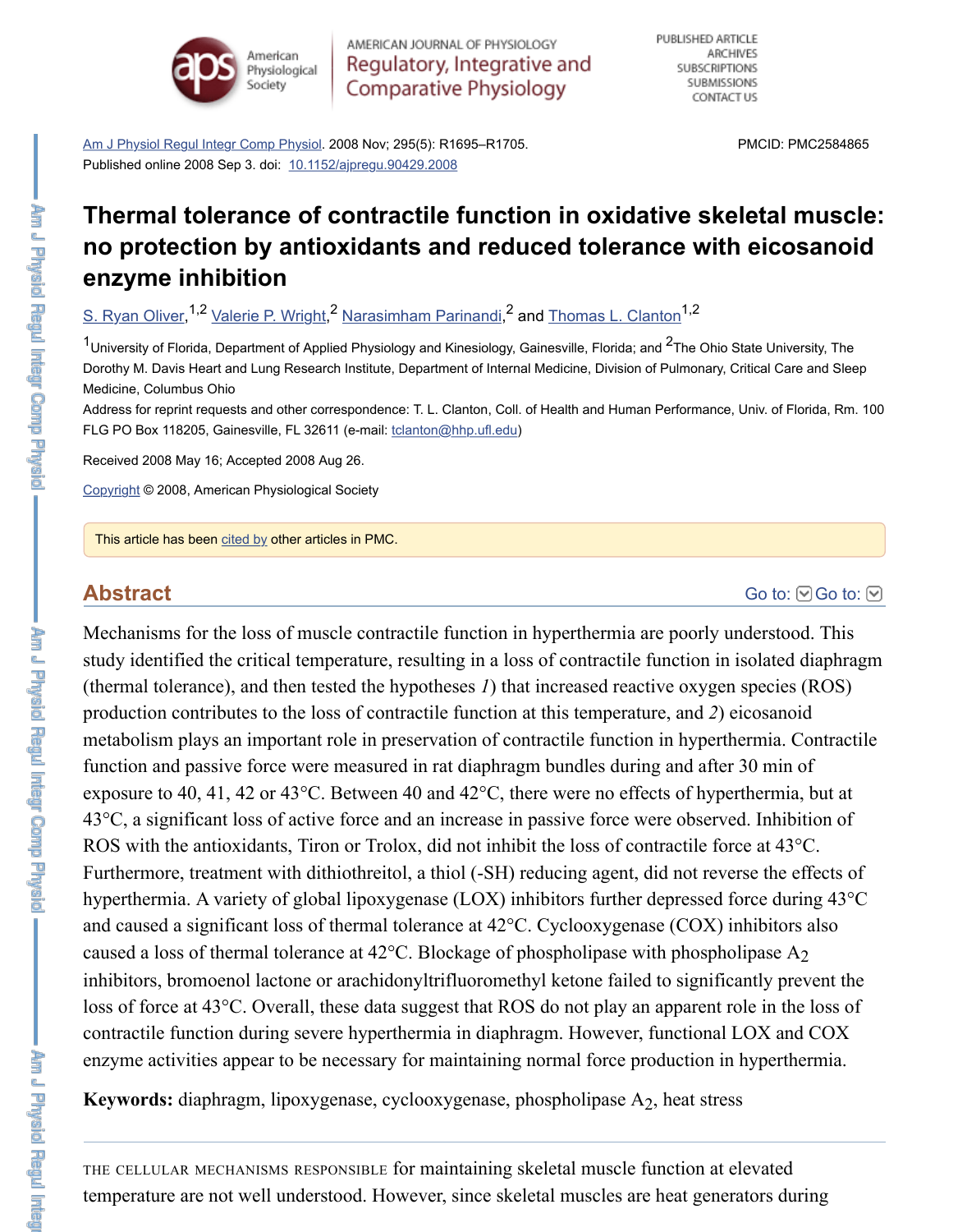Am J Physiol Regul Integr Comp Physiol. 2008 Nov; 295(5): R1695–R1705.
Published online 2008 Sep 3. doi: 10.1152/ajpregu.90429.2008

PMCID: PMC2584865

# Thermal tolerance of contractile function in oxidative skeletal muscle: no protection by antioxidants and reduced tolerance with eicosanoid enzyme inhibition

S. Ryan Oliver,[1,2] Valerie P. Wright,[2] Narasimham Parinandi,[2] and Thomas L. Clanton[1,2]

[1]University of Florida, Department of Applied Physiology and Kinesiology, Gainesville, Florida; and [2]The Ohio State University, The Dorothy M. Davis Heart and Lung Research Institute, Department of Internal Medicine, Division of Pulmonary, Critical Care and Sleep Medicine, Columbus Ohio

Address for reprint requests and other correspondence: T. L. Clanton, Coll. of Health and Human Performance, Univ. of Florida, Rm. 100 FLG PO Box 118205, Gainesville, FL 32611 (e-mail: tclanton@hhp.ufl.edu)

Received 2008 May 16; Accepted 2008 Aug 26.

Copyright © 2008, American Physiological Society

This article has been cited by other articles in PMC.

## Abstract

Mechanisms for the loss of muscle contractile function in hyperthermia are poorly understood. This study identified the critical temperature, resulting in a loss of contractile function in isolated diaphragm (thermal tolerance), and then tested the hypotheses *1*) that increased reactive oxygen species (ROS) production contributes to the loss of contractile function at this temperature, and *2*) eicosanoid metabolism plays an important role in preservation of contractile function in hyperthermia. Contractile function and passive force were measured in rat diaphragm bundles during and after 30 min of exposure to 40, 41, 42 or 43°C. Between 40 and 42°C, there were no effects of hyperthermia, but at 43°C, a significant loss of active force and an increase in passive force were observed. Inhibition of ROS with the antioxidants, Tiron or Trolox, did not inhibit the loss of contractile force at 43°C. Furthermore, treatment with dithiothreitol, a thiol (-SH) reducing agent, did not reverse the effects of hyperthermia. A variety of global lipoxygenase (LOX) inhibitors further depressed force during 43°C and caused a significant loss of thermal tolerance at 42°C. Cyclooxygenase (COX) inhibitors also caused a loss of thermal tolerance at 42°C. Blockage of phospholipase $A_2$ inhibitors, bromoenol lactone or arachidonyltrifluoromethyl ketone failed to significantly prevent the loss of force at 43°C. Overall, these data suggest that ROS do not play an apparent role in the loss of contractile function during severe hyperthermia in diaphragm. However, functional LOX and COX enzyme activities appear to be necessary for maintaining normal force production in hyperthermia.

**Keywords:** diaphragm, lipoxygenase, cyclooxygenase, phospholipase $A_2$, heat stress

THE CELLULAR MECHANISMS RESPONSIBLE for maintaining skeletal muscle function at elevated temperature are not well understood. However, since skeletal muscles are heat generators during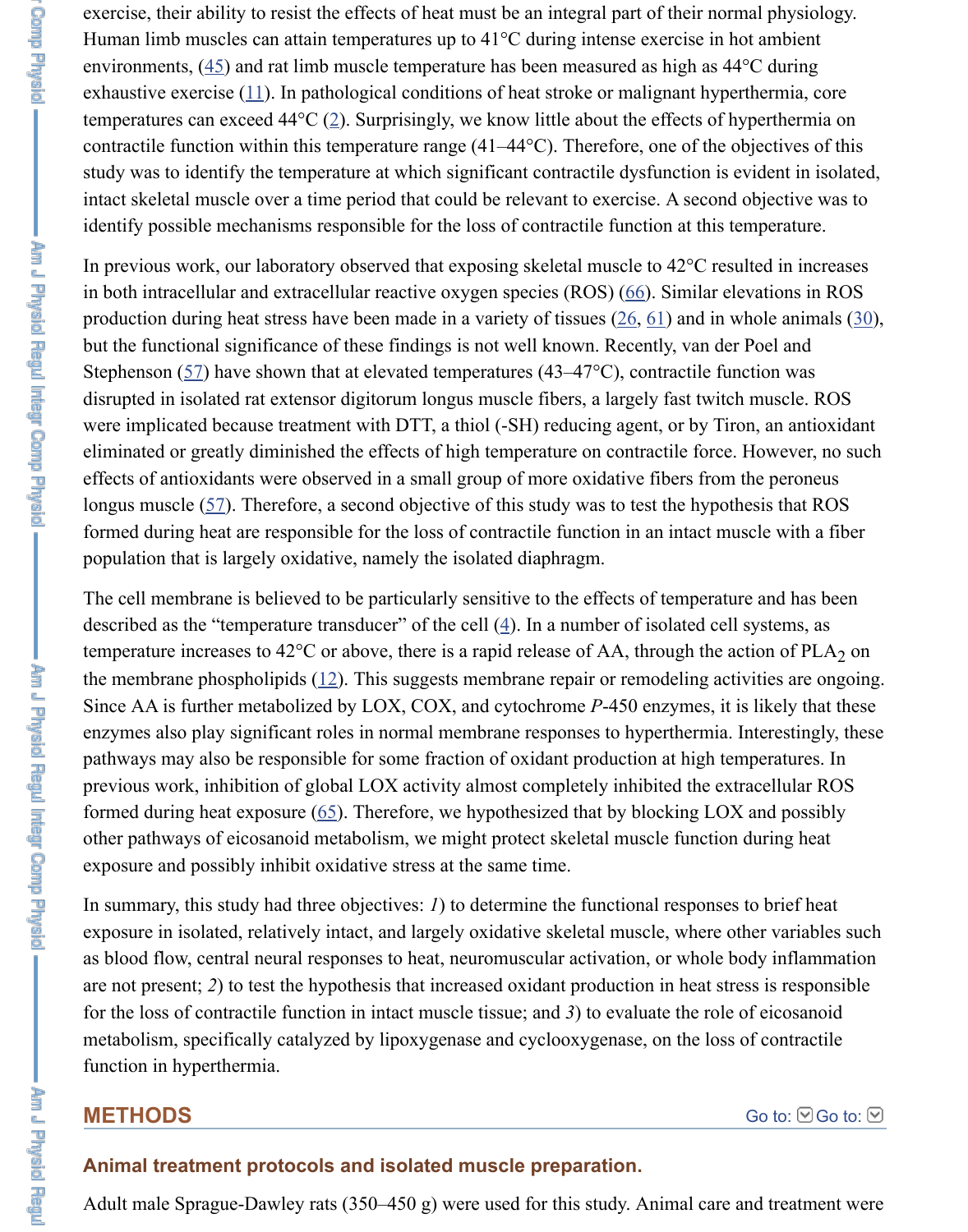exercise, their ability to resist the effects of heat must be an integral part of their normal physiology. Human limb muscles can attain temperatures up to 41°C during intense exercise in hot ambient environments, (45) and rat limb muscle temperature has been measured as high as 44°C during exhaustive exercise (11). In pathological conditions of heat stroke or malignant hyperthermia, core temperatures can exceed 44°C (2). Surprisingly, we know little about the effects of hyperthermia on contractile function within this temperature range (41–44°C). Therefore, one of the objectives of this study was to identify the temperature at which significant contractile dysfunction is evident in isolated, intact skeletal muscle over a time period that could be relevant to exercise. A second objective was to identify possible mechanisms responsible for the loss of contractile function at this temperature.

In previous work, our laboratory observed that exposing skeletal muscle to 42°C resulted in increases in both intracellular and extracellular reactive oxygen species (ROS) (66). Similar elevations in ROS production during heat stress have been made in a variety of tissues (26, 61) and in whole animals (30), but the functional significance of these findings is not well known. Recently, van der Poel and Stephenson (57) have shown that at elevated temperatures (43–47°C), contractile function was disrupted in isolated rat extensor digitorum longus muscle fibers, a largely fast twitch muscle. ROS were implicated because treatment with DTT, a thiol (-SH) reducing agent, or by Tiron, an antioxidant eliminated or greatly diminished the effects of high temperature on contractile force. However, no such effects of antioxidants were observed in a small group of more oxidative fibers from the peroneus longus muscle (57). Therefore, a second objective of this study was to test the hypothesis that ROS formed during heat are responsible for the loss of contractile function in an intact muscle with a fiber population that is largely oxidative, namely the isolated diaphragm.

The cell membrane is believed to be particularly sensitive to the effects of temperature and has been described as the “temperature transducer” of the cell (4). In a number of isolated cell systems, as temperature increases to 42°C or above, there is a rapid release of AA, through the action of $PLA_2$ on the membrane phospholipids (12). This suggests membrane repair or remodeling activities are ongoing. Since AA is further metabolized by LOX, COX, and cytochrome *P*-450 enzymes, it is likely that these enzymes also play significant roles in normal membrane responses to hyperthermia. Interestingly, these pathways may also be responsible for some fraction of oxidant production at high temperatures. In previous work, inhibition of global LOX activity almost completely inhibited the extracellular ROS formed during heat exposure (65). Therefore, we hypothesized that by blocking LOX and possibly other pathways of eicosanoid metabolism, we might protect skeletal muscle function during heat exposure and possibly inhibit oxidative stress at the same time.

In summary, this study had three objectives: *1*) to determine the functional responses to brief heat exposure in isolated, relatively intact, and largely oxidative skeletal muscle, where other variables such as blood flow, central neural responses to heat, neuromuscular activation, or whole body inflammation are not present; *2*) to test the hypothesis that increased oxidant production in heat stress is responsible for the loss of contractile function in intact muscle tissue; and *3*) to evaluate the role of eicosanoid metabolism, specifically catalyzed by lipoxygenase and cyclooxygenase, on the loss of contractile function in hyperthermia.

## METHODS

### Animal treatment protocols and isolated muscle preparation.

Adult male Sprague-Dawley rats (350–450 g) were used for this study. Animal care and treatment were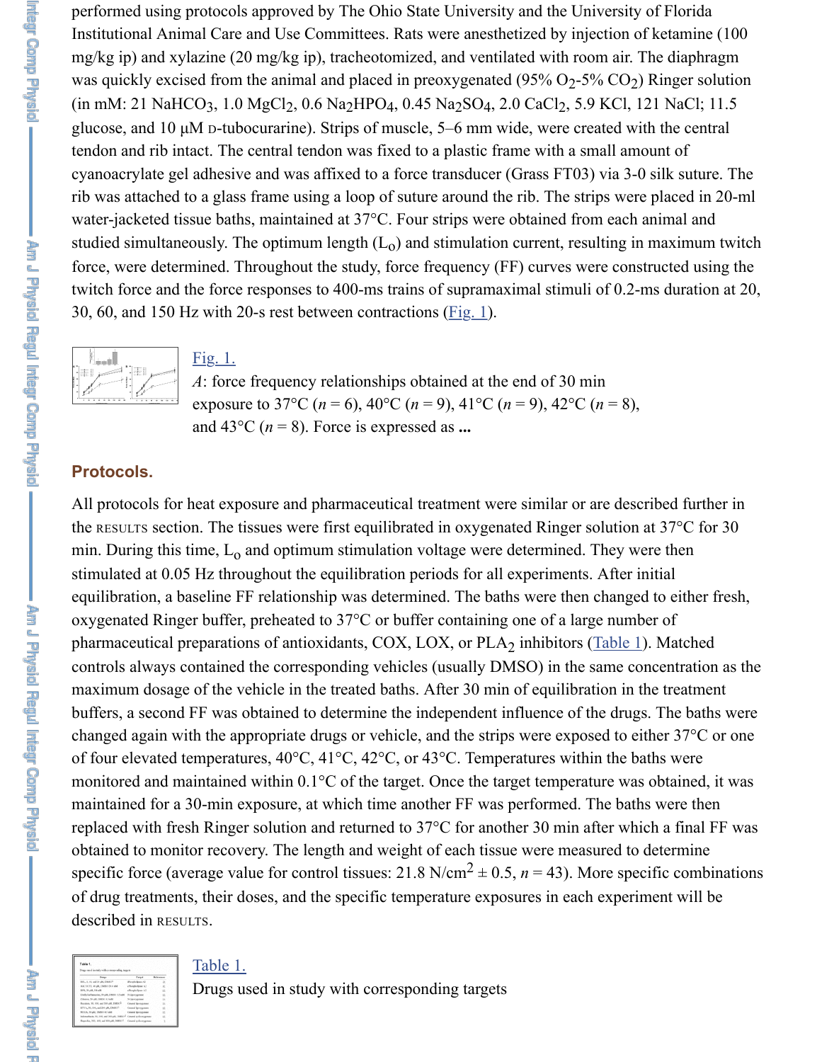performed using protocols approved by The Ohio State University and the University of Florida Institutional Animal Care and Use Committees. Rats were anesthetized by injection of ketamine (100 mg/kg ip) and xylazine (20 mg/kg ip), tracheotomized, and ventilated with room air. The diaphragm was quickly excised from the animal and placed in preoxygenated (95% $O_2$-5% $CO_2$) Ringer solution (in mM: 21 $NaHCO_3$, 1.0 $MgCl_2$, 0.6 $Na_2HPO_4$, 0.45 $Na_2SO_4$, 2.0 $CaCl_2$, 5.9 KCl, 121 NaCl; 11.5 glucose, and 10 μM D-tubocurarine). Strips of muscle, 5–6 mm wide, were created with the central tendon and rib intact. The central tendon was fixed to a plastic frame with a small amount of cyanoacrylate gel adhesive and was affixed to a force transducer (Grass FT03) via 3-0 silk suture. The rib was attached to a glass frame using a loop of suture around the rib. The strips were placed in 20-ml water-jacketed tissue baths, maintained at 37°C. Four strips were obtained from each animal and studied simultaneously. The optimum length ($L_o$) and stimulation current, resulting in maximum twitch force, were determined. Throughout the study, force frequency (FF) curves were constructed using the twitch force and the force responses to 400-ms trains of supramaximal stimuli of 0.2-ms duration at 20, 30, 60, and 150 Hz with 20-s rest between contractions (Fig. 1).

Fig. 1.

*A*: force frequency relationships obtained at the end of 30 min exposure to 37°C (*n* = 6), 40°C (*n* = 9), 41°C (*n* = 9), 42°C (*n* = 8), and 43°C (*n* = 8). Force is expressed as ...

### Protocols.

All protocols for heat exposure and pharmaceutical treatment were similar or are described further in the RESULTS section. The tissues were first equilibrated in oxygenated Ringer solution at 37°C for 30 min. During this time, $L_o$ and optimum stimulation voltage were determined. They were then stimulated at 0.05 Hz throughout the equilibration periods for all experiments. After initial equilibration, a baseline FF relationship was determined. The baths were then changed to either fresh, oxygenated Ringer buffer, preheated to 37°C or buffer containing one of a large number of pharmaceutical preparations of antioxidants, COX, LOX, or $PLA_2$ inhibitors (Table 1). Matched controls always contained the corresponding vehicles (usually DMSO) in the same concentration as the maximum dosage of the vehicle in the treated baths. After 30 min of equilibration in the treatment buffers, a second FF was obtained to determine the independent influence of the drugs. The baths were changed again with the appropriate drugs or vehicle, and the strips were exposed to either 37°C or one of four elevated temperatures, 40°C, 41°C, 42°C, or 43°C. Temperatures within the baths were monitored and maintained within 0.1°C of the target. Once the target temperature was obtained, it was maintained for a 30-min exposure, at which time another FF was performed. The baths were then replaced with fresh Ringer solution and returned to 37°C for another 30 min after which a final FF was obtained to monitor recovery. The length and weight of each tissue were measured to determine specific force (average value for control tissues: 21.8 N/cm$^2$ ± 0.5, *n* = 43). More specific combinations of drug treatments, their doses, and the specific temperature exposures in each experiment will be described in RESULTS.

Table 1.

Drugs used in study with corresponding targets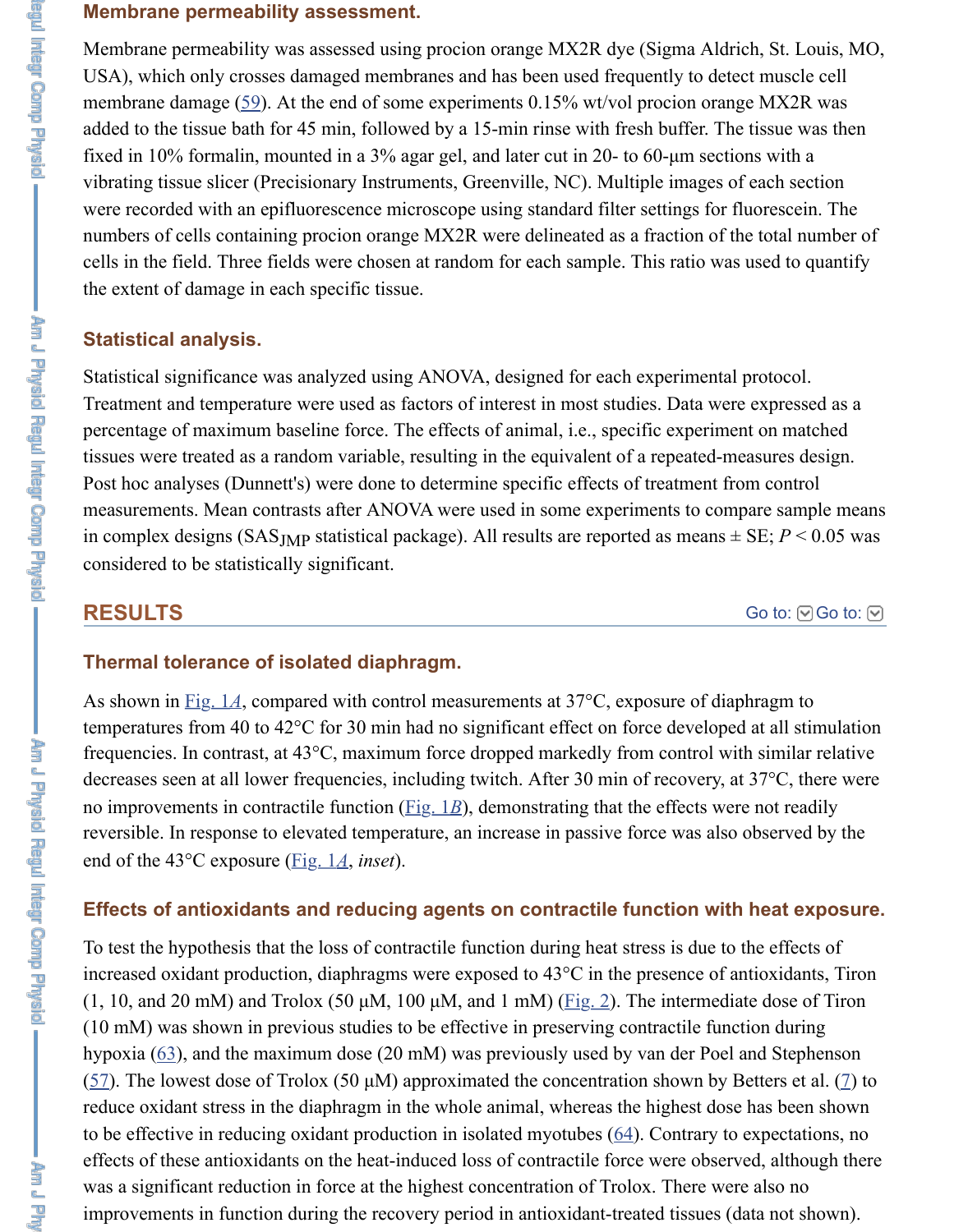### Membrane permeability assessment.

Membrane permeability was assessed using procion orange MX2R dye (Sigma Aldrich, St. Louis, MO, USA), which only crosses damaged membranes and has been used frequently to detect muscle cell membrane damage (59). At the end of some experiments 0.15% wt/vol procion orange MX2R was added to the tissue bath for 45 min, followed by a 15-min rinse with fresh buffer. The tissue was then fixed in 10% formalin, mounted in a 3% agar gel, and later cut in 20- to 60-μm sections with a vibrating tissue slicer (Precisionary Instruments, Greenville, NC). Multiple images of each section were recorded with an epifluorescence microscope using standard filter settings for fluorescein. The numbers of cells containing procion orange MX2R were delineated as a fraction of the total number of cells in the field. Three fields were chosen at random for each sample. This ratio was used to quantify the extent of damage in each specific tissue.

### Statistical analysis.

Statistical significance was analyzed using ANOVA, designed for each experimental protocol. Treatment and temperature were used as factors of interest in most studies. Data were expressed as a percentage of maximum baseline force. The effects of animal, i.e., specific experiment on matched tissues were treated as a random variable, resulting in the equivalent of a repeated-measures design. Post hoc analyses (Dunnett's) were done to determine specific effects of treatment from control measurements. Mean contrasts after ANOVA were used in some experiments to compare sample means in complex designs ($SAS_{JMP}$ statistical package). All results are reported as means ± SE; $P < 0.05$ was considered to be statistically significant.

## RESULTS

### Thermal tolerance of isolated diaphragm.

As shown in Fig. 1*A*, compared with control measurements at 37°C, exposure of diaphragm to temperatures from 40 to 42°C for 30 min had no significant effect on force developed at all stimulation frequencies. In contrast, at 43°C, maximum force dropped markedly from control with similar relative decreases seen at all lower frequencies, including twitch. After 30 min of recovery, at 37°C, there were no improvements in contractile function (Fig. 1*B*), demonstrating that the effects were not readily reversible. In response to elevated temperature, an increase in passive force was also observed by the end of the 43°C exposure (Fig. 1*A*, *inset*).

### Effects of antioxidants and reducing agents on contractile function with heat exposure.

To test the hypothesis that the loss of contractile function during heat stress is due to the effects of increased oxidant production, diaphragms were exposed to 43°C in the presence of antioxidants, Tiron (1, 10, and 20 mM) and Trolox (50 μM, 100 μM, and 1 mM) (Fig. 2). The intermediate dose of Tiron (10 mM) was shown in previous studies to be effective in preserving contractile function during hypoxia (63), and the maximum dose (20 mM) was previously used by van der Poel and Stephenson (57). The lowest dose of Trolox (50 μM) approximated the concentration shown by Betters et al. (7) to reduce oxidant stress in the diaphragm in the whole animal, whereas the highest dose has been shown to be effective in reducing oxidant production in isolated myotubes (64). Contrary to expectations, no effects of these antioxidants on the heat-induced loss of contractile force were observed, although there was a significant reduction in force at the highest concentration of Trolox. There were also no improvements in function during the recovery period in antioxidant-treated tissues (data not shown).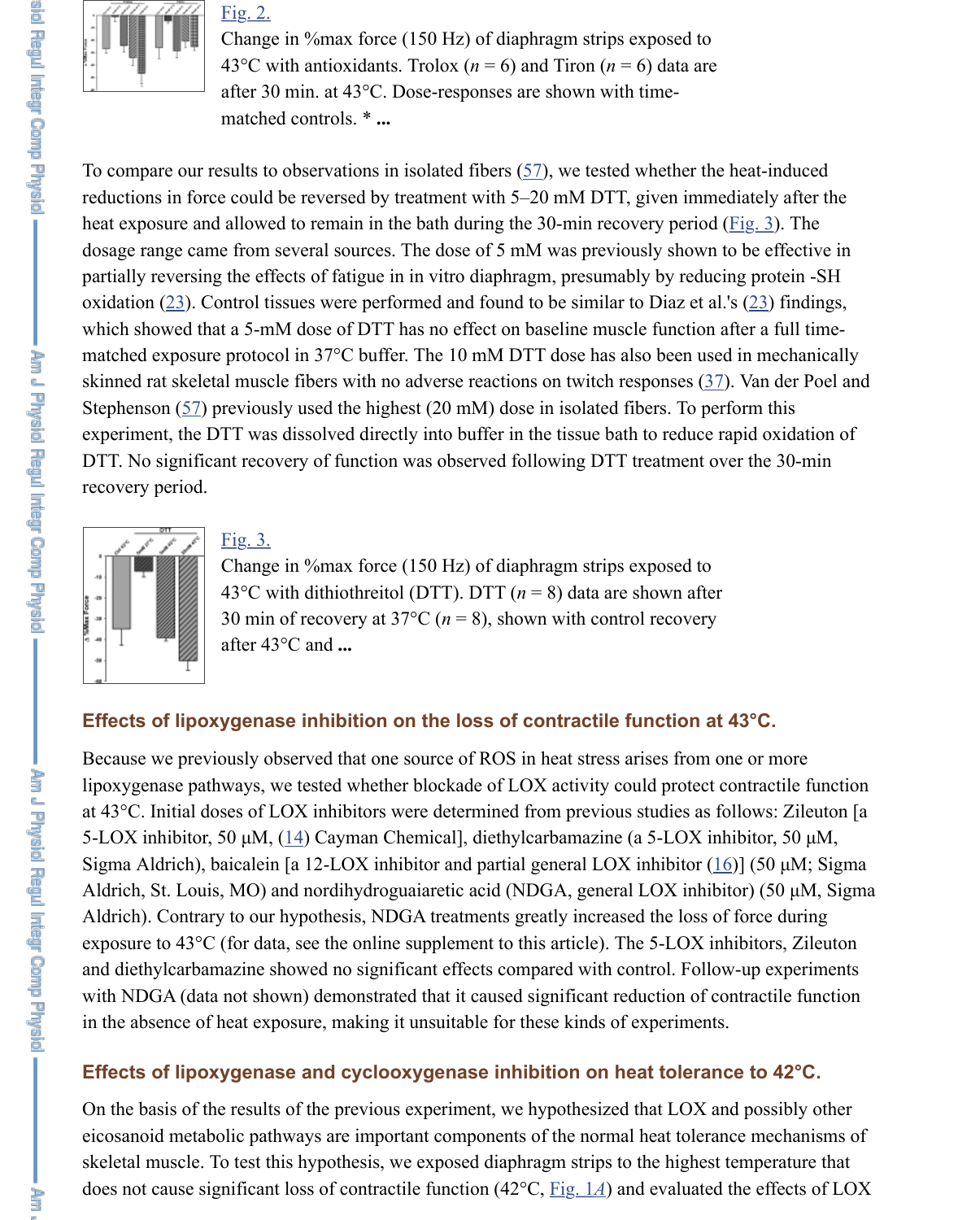Fig. 2.

Change in %max force (150 Hz) of diaphragm strips exposed to 43°C with antioxidants. Trolox ($n$ = 6) and Tiron ($n$ = 6) data are after 30 min. at 43°C. Dose-responses are shown with time-matched controls. * ...

To compare our results to observations in isolated fibers (57), we tested whether the heat-induced reductions in force could be reversed by treatment with 5–20 mM DTT, given immediately after the heat exposure and allowed to remain in the bath during the 30-min recovery period (Fig. 3). The dosage range came from several sources. The dose of 5 mM was previously shown to be effective in partially reversing the effects of fatigue in in vitro diaphragm, presumably by reducing protein -SH oxidation (23). Control tissues were performed and found to be similar to Diaz et al.'s (23) findings, which showed that a 5-mM dose of DTT has no effect on baseline muscle function after a full time-matched exposure protocol in 37°C buffer. The 10 mM DTT dose has also been used in mechanically skinned rat skeletal muscle fibers with no adverse reactions on twitch responses (37). Van der Poel and Stephenson (57) previously used the highest (20 mM) dose in isolated fibers. To perform this experiment, the DTT was dissolved directly into buffer in the tissue bath to reduce rapid oxidation of DTT. No significant recovery of function was observed following DTT treatment over the 30-min recovery period.

Fig. 3.

Change in %max force (150 Hz) of diaphragm strips exposed to 43°C with dithiothreitol (DTT). DTT ($n$ = 8) data are shown after 30 min of recovery at 37°C ($n$ = 8), shown with control recovery after 43°C and ...

### Effects of lipoxygenase inhibition on the loss of contractile function at 43°C.

Because we previously observed that one source of ROS in heat stress arises from one or more lipoxygenase pathways, we tested whether blockade of LOX activity could protect contractile function at 43°C. Initial doses of LOX inhibitors were determined from previous studies as follows: Zileuton [a 5-LOX inhibitor, 50 µM, (14) Cayman Chemical], diethylcarbamazine (a 5-LOX inhibitor, 50 µM, Sigma Aldrich), baicalein [a 12-LOX inhibitor and partial general LOX inhibitor (16)] (50 µM; Sigma Aldrich, St. Louis, MO) and nordihydroguaiaretic acid (NDGA, general LOX inhibitor) (50 µM, Sigma Aldrich). Contrary to our hypothesis, NDGA treatments greatly increased the loss of force during exposure to 43°C (for data, see the online supplement to this article). The 5-LOX inhibitors, Zileuton and diethylcarbamazine showed no significant effects compared with control. Follow-up experiments with NDGA (data not shown) demonstrated that it caused significant reduction of contractile function in the absence of heat exposure, making it unsuitable for these kinds of experiments.

### Effects of lipoxygenase and cyclooxygenase inhibition on heat tolerance to 42°C.

On the basis of the results of the previous experiment, we hypothesized that LOX and possibly other eicosanoid metabolic pathways are important components of the normal heat tolerance mechanisms of skeletal muscle. To test this hypothesis, we exposed diaphragm strips to the highest temperature that does not cause significant loss of contractile function (42°C, Fig. 1A) and evaluated the effects of LOX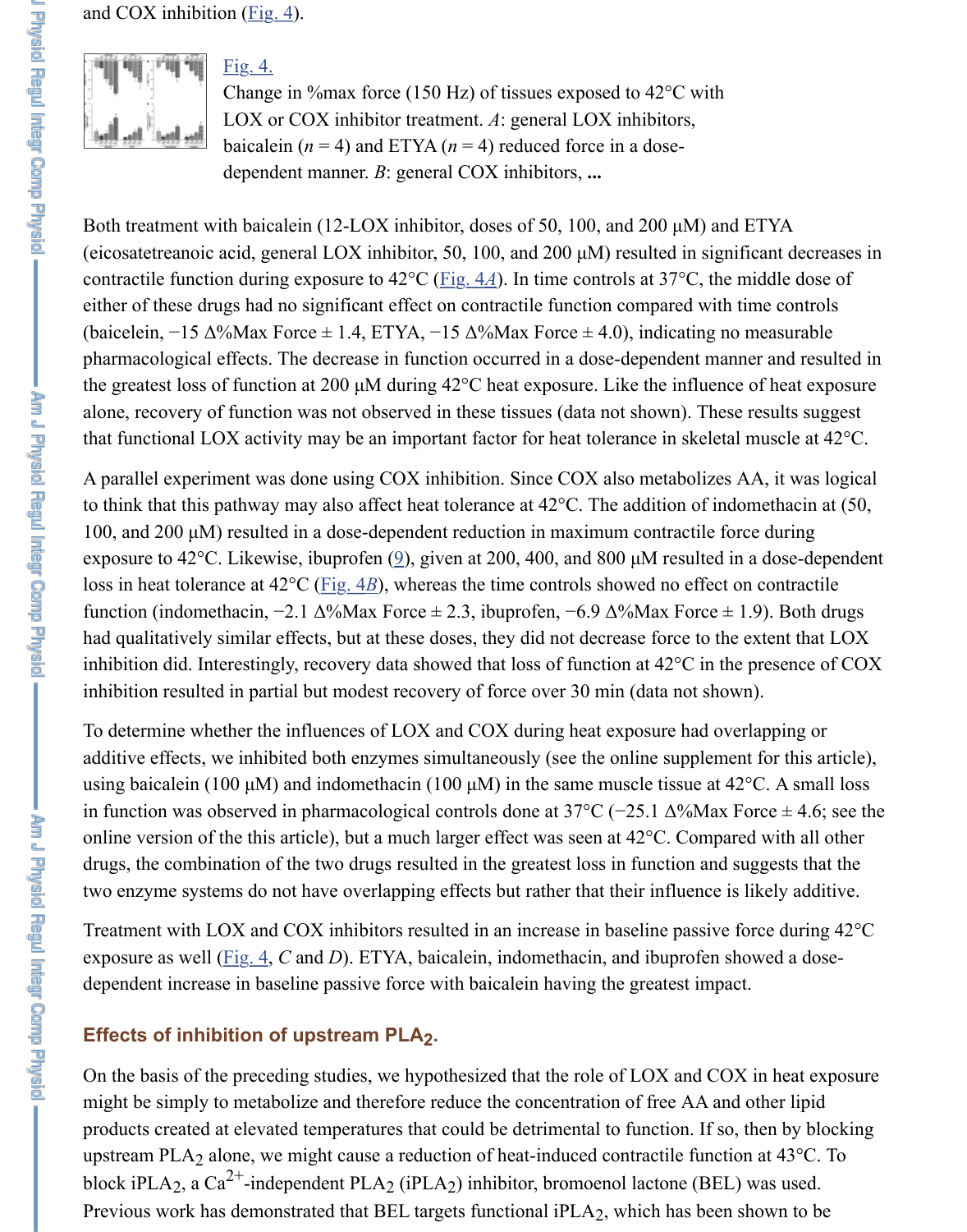and COX inhibition (Fig. 4).

Fig. 4.
Change in %max force (150 Hz) of tissues exposed to 42°C with LOX or COX inhibitor treatment. *A*: general LOX inhibitors, baicalein (*n* = 4) and ETYA (*n* = 4) reduced force in a dose-dependent manner. *B*: general COX inhibitors, **...**

Both treatment with baicalein (12-LOX inhibitor, doses of 50, 100, and 200 μM) and ETYA (eicosatetreanoic acid, general LOX inhibitor, 50, 100, and 200 μM) resulted in significant decreases in contractile function during exposure to 42°C (Fig. 4*A*). In time controls at 37°C, the middle dose of either of these drugs had no significant effect on contractile function compared with time controls (baicelein, −15 Δ%Max Force ± 1.4, ETYA, −15 Δ%Max Force ± 4.0), indicating no measurable pharmacological effects. The decrease in function occurred in a dose-dependent manner and resulted in the greatest loss of function at 200 μM during 42°C heat exposure. Like the influence of heat exposure alone, recovery of function was not observed in these tissues (data not shown). These results suggest that functional LOX activity may be an important factor for heat tolerance in skeletal muscle at 42°C.

A parallel experiment was done using COX inhibition. Since COX also metabolizes AA, it was logical to think that this pathway may also affect heat tolerance at 42°C. The addition of indomethacin at (50, 100, and 200 μM) resulted in a dose-dependent reduction in maximum contractile force during exposure to 42°C. Likewise, ibuprofen (9), given at 200, 400, and 800 μM resulted in a dose-dependent loss in heat tolerance at 42°C (Fig. 4*B*), whereas the time controls showed no effect on contractile function (indomethacin, −2.1 Δ%Max Force ± 2.3, ibuprofen, −6.9 Δ%Max Force ± 1.9). Both drugs had qualitatively similar effects, but at these doses, they did not decrease force to the extent that LOX inhibition did. Interestingly, recovery data showed that loss of function at 42°C in the presence of COX inhibition resulted in partial but modest recovery of force over 30 min (data not shown).

To determine whether the influences of LOX and COX during heat exposure had overlapping or additive effects, we inhibited both enzymes simultaneously (see the online supplement for this article), using baicalein (100 μM) and indomethacin (100 μM) in the same muscle tissue at 42°C. A small loss in function was observed in pharmacological controls done at 37°C (−25.1 Δ%Max Force ± 4.6; see the online version of the this article), but a much larger effect was seen at 42°C. Compared with all other drugs, the combination of the two drugs resulted in the greatest loss in function and suggests that the two enzyme systems do not have overlapping effects but rather that their influence is likely additive.

Treatment with LOX and COX inhibitors resulted in an increase in baseline passive force during 42°C exposure as well (Fig. 4, *C* and *D*). ETYA, baicalein, indomethacin, and ibuprofen showed a dose-dependent increase in baseline passive force with baicalein having the greatest impact.

### Effects of inhibition of upstream $PLA_2$.

On the basis of the preceding studies, we hypothesized that the role of LOX and COX in heat exposure might be simply to metabolize and therefore reduce the concentration of free AA and other lipid products created at elevated temperatures that could be detrimental to function. If so, then by blocking upstream $PLA_2$ alone, we might cause a reduction of heat-induced contractile function at 43°C. To block $iPLA_2$, a $Ca^{2+}$-independent $PLA_2$ ($iPLA_2$) inhibitor, bromoenol lactone (BEL) was used. Previous work has demonstrated that BEL targets functional $iPLA_2$, which has been shown to be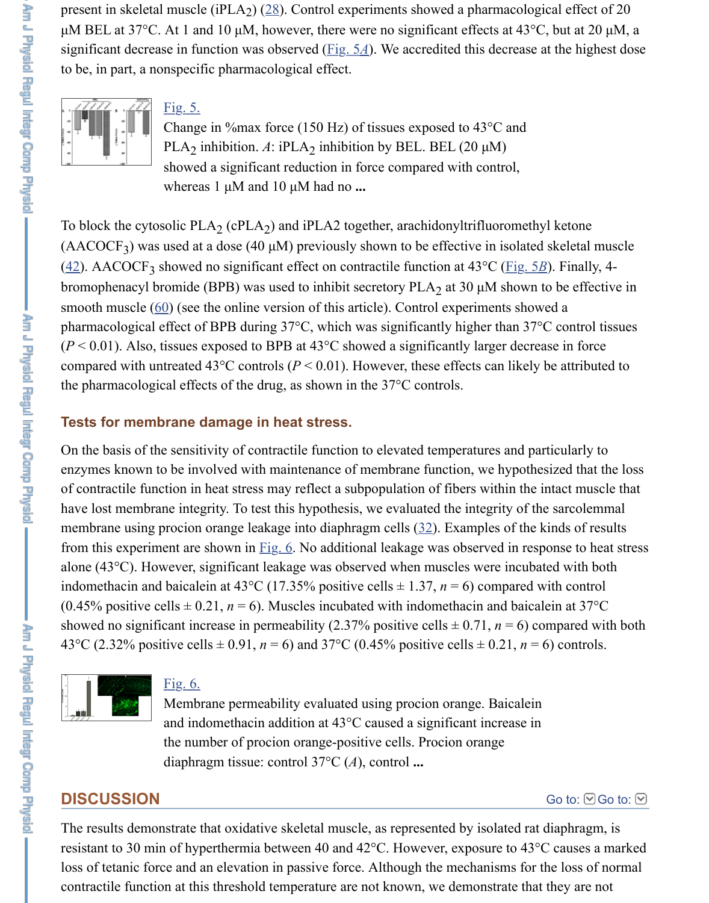present in skeletal muscle ($iPLA_2$) (28). Control experiments showed a pharmacological effect of 20 μM BEL at 37°C. At 1 and 10 μM, however, there were no significant effects at 43°C, but at 20 μM, a significant decrease in function was observed (Fig. 5A). We accredited this decrease at the highest dose to be, in part, a nonspecific pharmacological effect.

Fig. 5.

Change in %max force (150 Hz) of tissues exposed to 43°C and $PLA_2$ inhibition. *A*: $iPLA_2$ inhibition by BEL. BEL (20 μM) showed a significant reduction in force compared with control, whereas 1 μM and 10 μM had no ...

To block the cytosolic $PLA_2$ ($cPLA_2$) and iPLA2 together, arachidonyltrifluoromethyl ketone ($AACOCF_3$) was used at a dose (40 μM) previously shown to be effective in isolated skeletal muscle (42). $AACOCF_3$ showed no significant effect on contractile function at 43°C (Fig. 5B). Finally, 4-bromophenacyl bromide (BPB) was used to inhibit secretory $PLA_2$ at 30 μM shown to be effective in smooth muscle (60) (see the online version of this article). Control experiments showed a pharmacological effect of BPB during 37°C, which was significantly higher than 37°C control tissues ($P < 0.01$). Also, tissues exposed to BPB at 43°C showed a significantly larger decrease in force compared with untreated 43°C controls ($P < 0.01$). However, these effects can likely be attributed to the pharmacological effects of the drug, as shown in the 37°C controls.

### Tests for membrane damage in heat stress.

On the basis of the sensitivity of contractile function to elevated temperatures and particularly to enzymes known to be involved with maintenance of membrane function, we hypothesized that the loss of contractile function in heat stress may reflect a subpopulation of fibers within the intact muscle that have lost membrane integrity. To test this hypothesis, we evaluated the integrity of the sarcolemmal membrane using procion orange leakage into diaphragm cells (32). Examples of the kinds of results from this experiment are shown in Fig. 6. No additional leakage was observed in response to heat stress alone (43°C). However, significant leakage was observed when muscles were incubated with both indomethacin and baicalein at 43°C (17.35% positive cells ± 1.37, $n = 6$) compared with control (0.45% positive cells ± 0.21, $n = 6$). Muscles incubated with indomethacin and baicalein at 37°C showed no significant increase in permeability (2.37% positive cells ± 0.71, $n = 6$) compared with both 43°C (2.32% positive cells ± 0.91, $n = 6$) and 37°C (0.45% positive cells ± 0.21, $n = 6$) controls.

Fig. 6.

Membrane permeability evaluated using procion orange. Baicalein and indomethacin addition at 43°C caused a significant increase in the number of procion orange-positive cells. Procion orange diaphragm tissue: control 37°C (*A*), control ...

## DISCUSSION

The results demonstrate that oxidative skeletal muscle, as represented by isolated rat diaphragm, is resistant to 30 min of hyperthermia between 40 and 42°C. However, exposure to 43°C causes a marked loss of tetanic force and an elevation in passive force. Although the mechanisms for the loss of normal contractile function at this threshold temperature are not known, we demonstrate that they are not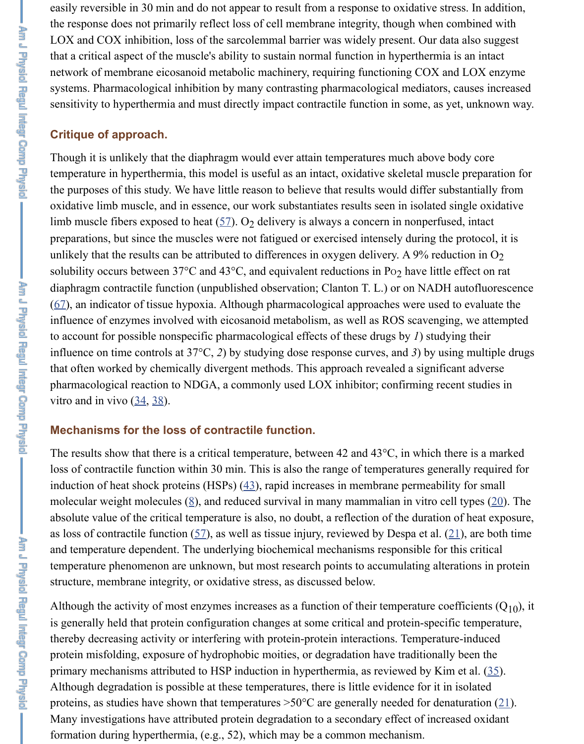easily reversible in 30 min and do not appear to result from a response to oxidative stress. In addition, the response does not primarily reflect loss of cell membrane integrity, though when combined with LOX and COX inhibition, loss of the sarcolemmal barrier was widely present. Our data also suggest that a critical aspect of the muscle's ability to sustain normal function in hyperthermia is an intact network of membrane eicosanoid metabolic machinery, requiring functioning COX and LOX enzyme systems. Pharmacological inhibition by many contrasting pharmacological mediators, causes increased sensitivity to hyperthermia and must directly impact contractile function in some, as yet, unknown way.

### Critique of approach.

Though it is unlikely that the diaphragm would ever attain temperatures much above body core temperature in hyperthermia, this model is useful as an intact, oxidative skeletal muscle preparation for the purposes of this study. We have little reason to believe that results would differ substantially from oxidative limb muscle, and in essence, our work substantiates results seen in isolated single oxidative limb muscle fibers exposed to heat (57). $O_2$ delivery is always a concern in nonperfused, intact preparations, but since the muscles were not fatigued or exercised intensely during the protocol, it is unlikely that the results can be attributed to differences in oxygen delivery. A 9% reduction in $O_2$ solubility occurs between 37°C and 43°C, and equivalent reductions in $P_{O_2}$ have little effect on rat diaphragm contractile function (unpublished observation; Clanton T. L.) or on NADH autofluorescence (67), an indicator of tissue hypoxia. Although pharmacological approaches were used to evaluate the influence of enzymes involved with eicosanoid metabolism, as well as ROS scavenging, we attempted to account for possible nonspecific pharmacological effects of these drugs by *1*) studying their influence on time controls at 37°C, *2*) by studying dose response curves, and *3*) by using multiple drugs that often worked by chemically divergent methods. This approach revealed a significant adverse pharmacological reaction to NDGA, a commonly used LOX inhibitor; confirming recent studies in vitro and in vivo (34, 38).

### Mechanisms for the loss of contractile function.

The results show that there is a critical temperature, between 42 and 43°C, in which there is a marked loss of contractile function within 30 min. This is also the range of temperatures generally required for induction of heat shock proteins (HSPs) (43), rapid increases in membrane permeability for small molecular weight molecules (8), and reduced survival in many mammalian in vitro cell types (20). The absolute value of the critical temperature is also, no doubt, a reflection of the duration of heat exposure, as loss of contractile function (57), as well as tissue injury, reviewed by Despa et al. (21), are both time and temperature dependent. The underlying biochemical mechanisms responsible for this critical temperature phenomenon are unknown, but most research points to accumulating alterations in protein structure, membrane integrity, or oxidative stress, as discussed below.

Although the activity of most enzymes increases as a function of their temperature coefficients ($Q_{10}$), it is generally held that protein configuration changes at some critical and protein-specific temperature, thereby decreasing activity or interfering with protein-protein interactions. Temperature-induced protein misfolding, exposure of hydrophobic moities, or degradation have traditionally been the primary mechanisms attributed to HSP induction in hyperthermia, as reviewed by Kim et al. (35). Although degradation is possible at these temperatures, there is little evidence for it in isolated proteins, as studies have shown that temperatures >50°C are generally needed for denaturation (21). Many investigations have attributed protein degradation to a secondary effect of increased oxidant formation during hyperthermia, (e.g., 52), which may be a common mechanism.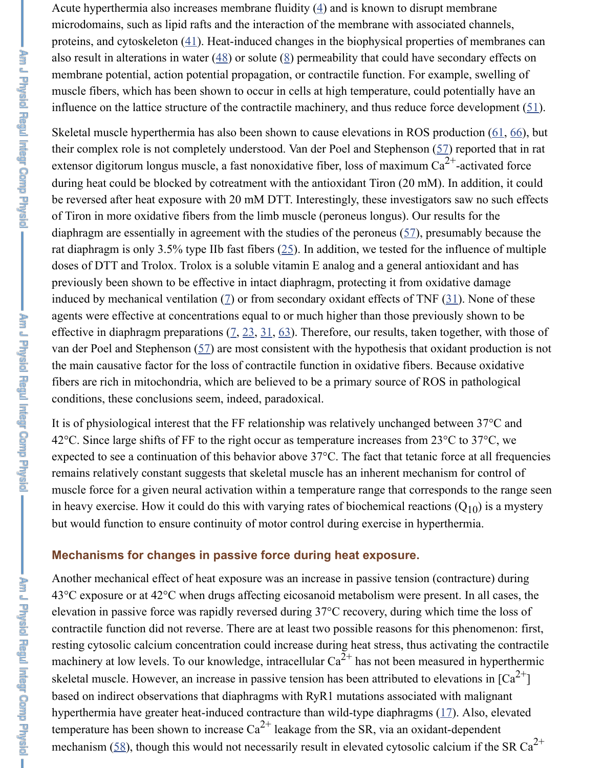Acute hyperthermia also increases membrane fluidity (4) and is known to disrupt membrane microdomains, such as lipid rafts and the interaction of the membrane with associated channels, proteins, and cytoskeleton (41). Heat-induced changes in the biophysical properties of membranes can also result in alterations in water (48) or solute (8) permeability that could have secondary effects on membrane potential, action potential propagation, or contractile function. For example, swelling of muscle fibers, which has been shown to occur in cells at high temperature, could potentially have an influence on the lattice structure of the contractile machinery, and thus reduce force development (51).

Skeletal muscle hyperthermia has also been shown to cause elevations in ROS production (61, 66), but their complex role is not completely understood. Van der Poel and Stephenson (57) reported that in rat extensor digitorum longus muscle, a fast nonoxidative fiber, loss of maximum $Ca^{2+}$-activated force during heat could be blocked by cotreatment with the antioxidant Tiron (20 mM). In addition, it could be reversed after heat exposure with 20 mM DTT. Interestingly, these investigators saw no such effects of Tiron in more oxidative fibers from the limb muscle (peroneus longus). Our results for the diaphragm are essentially in agreement with the studies of the peroneus (57), presumably because the rat diaphragm is only 3.5% type IIb fast fibers (25). In addition, we tested for the influence of multiple doses of DTT and Trolox. Trolox is a soluble vitamin E analog and a general antioxidant and has previously been shown to be effective in intact diaphragm, protecting it from oxidative damage induced by mechanical ventilation (7) or from secondary oxidant effects of TNF (31). None of these agents were effective at concentrations equal to or much higher than those previously shown to be effective in diaphragm preparations (7, 23, 31, 63). Therefore, our results, taken together, with those of van der Poel and Stephenson (57) are most consistent with the hypothesis that oxidant production is not the main causative factor for the loss of contractile function in oxidative fibers. Because oxidative fibers are rich in mitochondria, which are believed to be a primary source of ROS in pathological conditions, these conclusions seem, indeed, paradoxical.

It is of physiological interest that the FF relationship was relatively unchanged between 37°C and 42°C. Since large shifts of FF to the right occur as temperature increases from 23°C to 37°C, we expected to see a continuation of this behavior above 37°C. The fact that tetanic force at all frequencies remains relatively constant suggests that skeletal muscle has an inherent mechanism for control of muscle force for a given neural activation within a temperature range that corresponds to the range seen in heavy exercise. How it could do this with varying rates of biochemical reactions ($Q_{10}$) is a mystery but would function to ensure continuity of motor control during exercise in hyperthermia.

### Mechanisms for changes in passive force during heat exposure.

Another mechanical effect of heat exposure was an increase in passive tension (contracture) during 43°C exposure or at 42°C when drugs affecting eicosanoid metabolism were present. In all cases, the elevation in passive force was rapidly reversed during 37°C recovery, during which time the loss of contractile function did not reverse. There are at least two possible reasons for this phenomenon: first, resting cytosolic calcium concentration could increase during heat stress, thus activating the contractile machinery at low levels. To our knowledge, intracellular $Ca^{2+}$ has not been measured in hyperthermic skeletal muscle. However, an increase in passive tension has been attributed to elevations in $[Ca^{2+}]$ based on indirect observations that diaphragms with RyR1 mutations associated with malignant hyperthermia have greater heat-induced contracture than wild-type diaphragms (17). Also, elevated temperature has been shown to increase $Ca^{2+}$ leakage from the SR, via an oxidant-dependent mechanism (58), though this would not necessarily result in elevated cytosolic calcium if the SR $Ca^{2+}$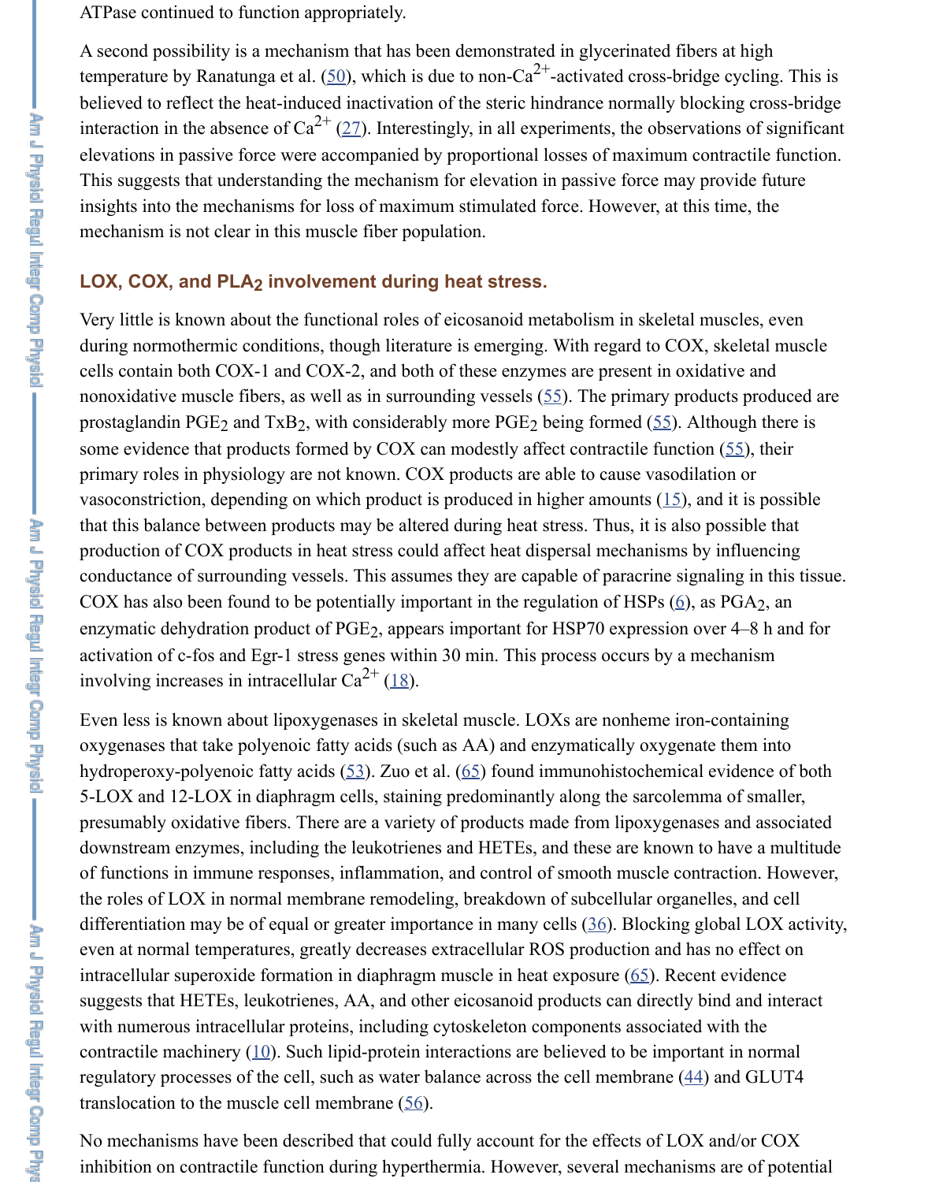ATPase continued to function appropriately.

A second possibility is a mechanism that has been demonstrated in glycerinated fibers at high temperature by Ranatunga et al. (50), which is due to non-$Ca^{2+}$-activated cross-bridge cycling. This is believed to reflect the heat-induced inactivation of the steric hindrance normally blocking cross-bridge interaction in the absence of $Ca^{2+}$ (27). Interestingly, in all experiments, the observations of significant elevations in passive force were accompanied by proportional losses of maximum contractile function. This suggests that understanding the mechanism for elevation in passive force may provide future insights into the mechanisms for loss of maximum stimulated force. However, at this time, the mechanism is not clear in this muscle fiber population.

### LOX, COX, and $PLA_2$ involvement during heat stress.

Very little is known about the functional roles of eicosanoid metabolism in skeletal muscles, even during normothermic conditions, though literature is emerging. With regard to COX, skeletal muscle cells contain both COX-1 and COX-2, and both of these enzymes are present in oxidative and nonoxidative muscle fibers, as well as in surrounding vessels (55). The primary products produced are prostaglandin $PGE_2$ and $TxB_2$, with considerably more $PGE_2$ being formed (55). Although there is some evidence that products formed by COX can modestly affect contractile function (55), their primary roles in physiology are not known. COX products are able to cause vasodilation or vasoconstriction, depending on which product is produced in higher amounts (15), and it is possible that this balance between products may be altered during heat stress. Thus, it is also possible that production of COX products in heat stress could affect heat dispersal mechanisms by influencing conductance of surrounding vessels. This assumes they are capable of paracrine signaling in this tissue. COX has also been found to be potentially important in the regulation of HSPs (6), as $PGA_2$, an enzymatic dehydration product of $PGE_2$, appears important for HSP70 expression over 4–8 h and for activation of c-fos and Egr-1 stress genes within 30 min. This process occurs by a mechanism involving increases in intracellular $Ca^{2+}$ (18).

Even less is known about lipoxygenases in skeletal muscle. LOXs are nonheme iron-containing oxygenases that take polyenoic fatty acids (such as AA) and enzymatically oxygenate them into hydroperoxy-polyenoic fatty acids (53). Zuo et al. (65) found immunohistochemical evidence of both 5-LOX and 12-LOX in diaphragm cells, staining predominantly along the sarcolemma of smaller, presumably oxidative fibers. There are a variety of products made from lipoxygenases and associated downstream enzymes, including the leukotrienes and HETEs, and these are known to have a multitude of functions in immune responses, inflammation, and control of smooth muscle contraction. However, the roles of LOX in normal membrane remodeling, breakdown of subcellular organelles, and cell differentiation may be of equal or greater importance in many cells (36). Blocking global LOX activity, even at normal temperatures, greatly decreases extracellular ROS production and has no effect on intracellular superoxide formation in diaphragm muscle in heat exposure (65). Recent evidence suggests that HETEs, leukotrienes, AA, and other eicosanoid products can directly bind and interact with numerous intracellular proteins, including cytoskeleton components associated with the contractile machinery (10). Such lipid-protein interactions are believed to be important in normal regulatory processes of the cell, such as water balance across the cell membrane (44) and GLUT4 translocation to the muscle cell membrane (56).

No mechanisms have been described that could fully account for the effects of LOX and/or COX inhibition on contractile function during hyperthermia. However, several mechanisms are of potential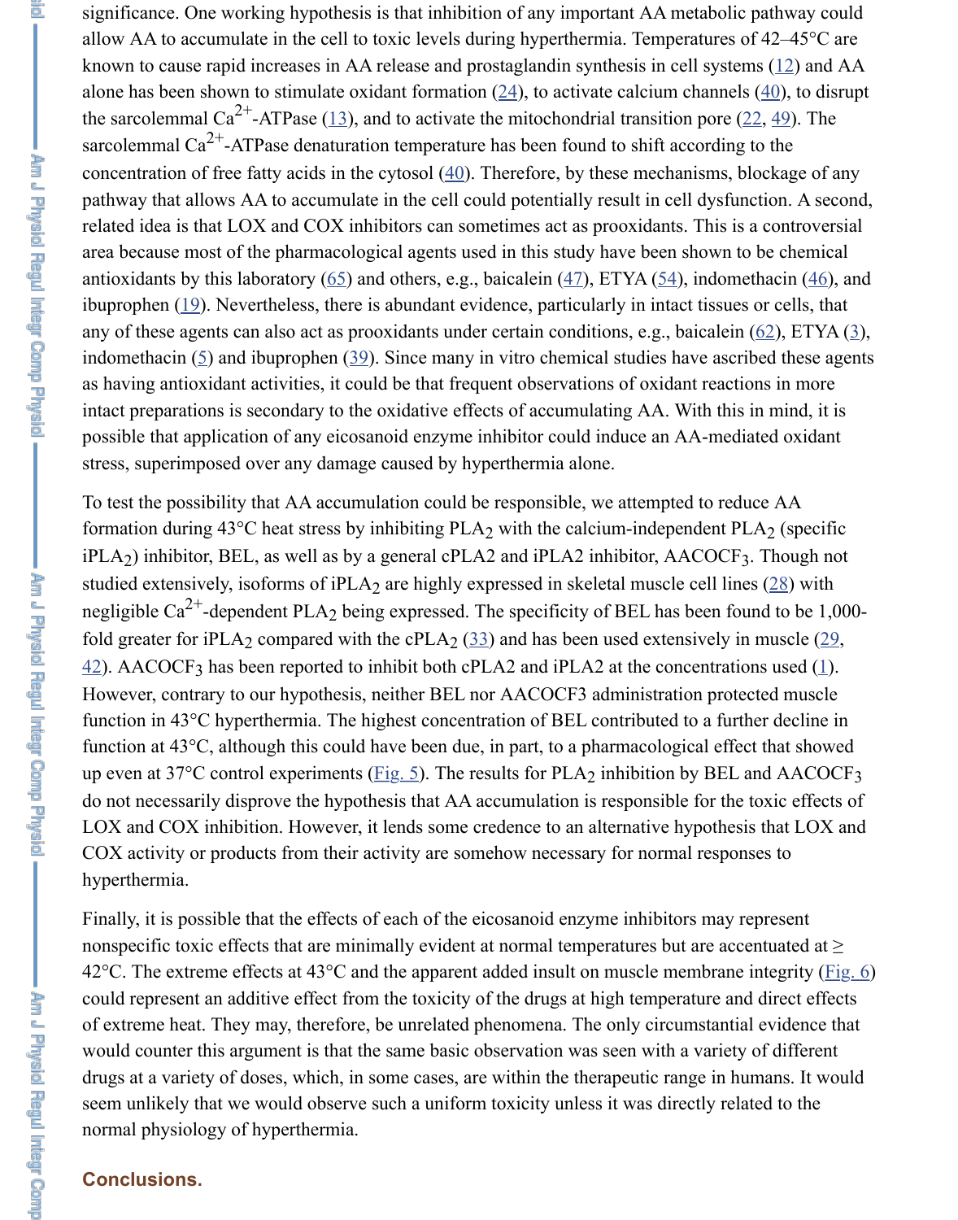significance. One working hypothesis is that inhibition of any important AA metabolic pathway could allow AA to accumulate in the cell to toxic levels during hyperthermia. Temperatures of 42–45°C are known to cause rapid increases in AA release and prostaglandin synthesis in cell systems (12) and AA alone has been shown to stimulate oxidant formation (24), to activate calcium channels (40), to disrupt the sarcolemmal $Ca^{2+}$-ATPase (13), and to activate the mitochondrial transition pore (22, 49). The sarcolemmal $Ca^{2+}$-ATPase denaturation temperature has been found to shift according to the concentration of free fatty acids in the cytosol (40). Therefore, by these mechanisms, blockage of any pathway that allows AA to accumulate in the cell could potentially result in cell dysfunction. A second, related idea is that LOX and COX inhibitors can sometimes act as prooxidants. This is a controversial area because most of the pharmacological agents used in this study have been shown to be chemical antioxidants by this laboratory (65) and others, e.g., baicalein (47), ETYA (54), indomethacin (46), and ibuprophen (19). Nevertheless, there is abundant evidence, particularly in intact tissues or cells, that any of these agents can also act as prooxidants under certain conditions, e.g., baicalein (62), ETYA (3), indomethacin (5) and ibuprophen (39). Since many in vitro chemical studies have ascribed these agents as having antioxidant activities, it could be that frequent observations of oxidant reactions in more intact preparations is secondary to the oxidative effects of accumulating AA. With this in mind, it is possible that application of any eicosanoid enzyme inhibitor could induce an AA-mediated oxidant stress, superimposed over any damage caused by hyperthermia alone.

To test the possibility that AA accumulation could be responsible, we attempted to reduce AA formation during 43°C heat stress by inhibiting $PLA_2$ with the calcium-independent $PLA_2$ (specific $iPLA_2$) inhibitor, BEL, as well as by a general cPLA2 and iPLA2 inhibitor, $AACOCF_3$. Though not studied extensively, isoforms of $iPLA_2$ are highly expressed in skeletal muscle cell lines (28) with negligible $Ca^{2+}$-dependent $PLA_2$ being expressed. The specificity of BEL has been found to be 1,000-fold greater for $iPLA_2$ compared with the $cPLA_2$ (33) and has been used extensively in muscle (29, 42). $AACOCF_3$ has been reported to inhibit both cPLA2 and iPLA2 at the concentrations used (1). However, contrary to our hypothesis, neither BEL nor AACOCF3 administration protected muscle function in 43°C hyperthermia. The highest concentration of BEL contributed to a further decline in function at 43°C, although this could have been due, in part, to a pharmacological effect that showed up even at 37°C control experiments (Fig. 5). The results for $PLA_2$ inhibition by BEL and $AACOCF_3$ do not necessarily disprove the hypothesis that AA accumulation is responsible for the toxic effects of LOX and COX inhibition. However, it lends some credence to an alternative hypothesis that LOX and COX activity or products from their activity are somehow necessary for normal responses to hyperthermia.

Finally, it is possible that the effects of each of the eicosanoid enzyme inhibitors may represent nonspecific toxic effects that are minimally evident at normal temperatures but are accentuated at ≥ 42°C. The extreme effects at 43°C and the apparent added insult on muscle membrane integrity (Fig. 6) could represent an additive effect from the toxicity of the drugs at high temperature and direct effects of extreme heat. They may, therefore, be unrelated phenomena. The only circumstantial evidence that would counter this argument is that the same basic observation was seen with a variety of different drugs at a variety of doses, which, in some cases, are within the therapeutic range in humans. It would seem unlikely that we would observe such a uniform toxicity unless it was directly related to the normal physiology of hyperthermia.

### Conclusions.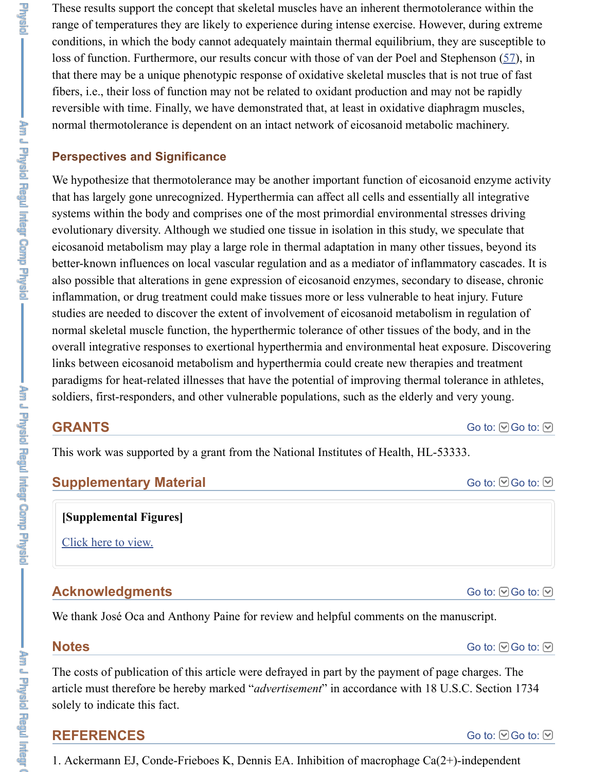These results support the concept that skeletal muscles have an inherent thermotolerance within the range of temperatures they are likely to experience during intense exercise. However, during extreme conditions, in which the body cannot adequately maintain thermal equilibrium, they are susceptible to loss of function. Furthermore, our results concur with those of van der Poel and Stephenson (57), in that there may be a unique phenotypic response of oxidative skeletal muscles that is not true of fast fibers, i.e., their loss of function may not be related to oxidant production and may not be rapidly reversible with time. Finally, we have demonstrated that, at least in oxidative diaphragm muscles, normal thermotolerance is dependent on an intact network of eicosanoid metabolic machinery.

### Perspectives and Significance

We hypothesize that thermotolerance may be another important function of eicosanoid enzyme activity that has largely gone unrecognized. Hyperthermia can affect all cells and essentially all integrative systems within the body and comprises one of the most primordial environmental stresses driving evolutionary diversity. Although we studied one tissue in isolation in this study, we speculate that eicosanoid metabolism may play a large role in thermal adaptation in many other tissues, beyond its better-known influences on local vascular regulation and as a mediator of inflammatory cascades. It is also possible that alterations in gene expression of eicosanoid enzymes, secondary to disease, chronic inflammation, or drug treatment could make tissues more or less vulnerable to heat injury. Future studies are needed to discover the extent of involvement of eicosanoid metabolism in regulation of normal skeletal muscle function, the hyperthermic tolerance of other tissues of the body, and in the overall integrative responses to exertional hyperthermia and environmental heat exposure. Discovering links between eicosanoid metabolism and hyperthermia could create new therapies and treatment paradigms for heat-related illnesses that have the potential of improving thermal tolerance in athletes, soldiers, first-responders, and other vulnerable populations, such as the elderly and very young.

## GRANTS

This work was supported by a grant from the National Institutes of Health, HL-53333.

## Supplementary Material

**[Supplemental Figures]**

Click here to view.

## Acknowledgments

We thank José Oca and Anthony Paine for review and helpful comments on the manuscript.

## Notes

The costs of publication of this article were defrayed in part by the payment of page charges. The article must therefore be hereby marked "*advertisement*" in accordance with 18 U.S.C. Section 1734 solely to indicate this fact.

## REFERENCES

1. Ackermann EJ, Conde-Frieboes K, Dennis EA. Inhibition of macrophage Ca(2+)-independent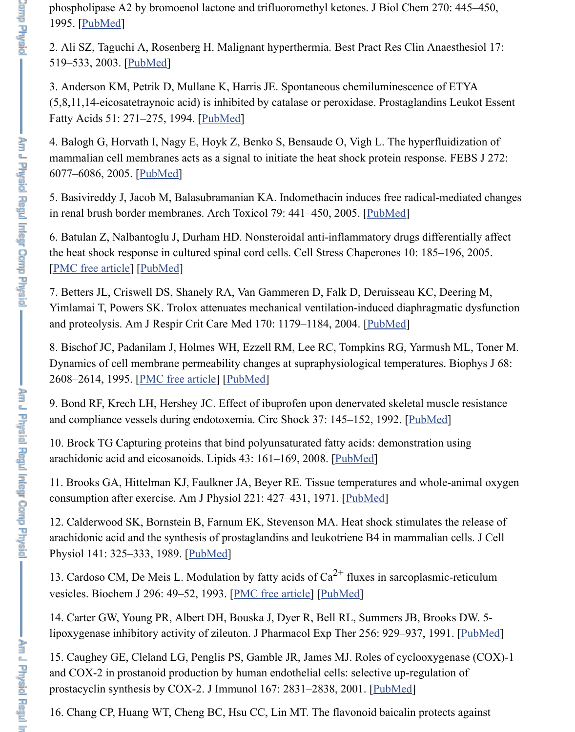phospholipase A2 by bromoenol lactone and trifluoromethyl ketones. J Biol Chem 270: 445–450, 1995. [PubMed]

2. Ali SZ, Taguchi A, Rosenberg H. Malignant hyperthermia. Best Pract Res Clin Anaesthesiol 17: 519–533, 2003. [PubMed]

3. Anderson KM, Petrik D, Mullane K, Harris JE. Spontaneous chemiluminescence of ETYA (5,8,11,14-eicosatetraynoic acid) is inhibited by catalase or peroxidase. Prostaglandins Leukot Essent Fatty Acids 51: 271–275, 1994. [PubMed]

4. Balogh G, Horvath I, Nagy E, Hoyk Z, Benko S, Bensaude O, Vigh L. The hyperfluidization of mammalian cell membranes acts as a signal to initiate the heat shock protein response. FEBS J 272: 6077–6086, 2005. [PubMed]

5. Basivireddy J, Jacob M, Balasubramanian KA. Indomethacin induces free radical-mediated changes in renal brush border membranes. Arch Toxicol 79: 441–450, 2005. [PubMed]

6. Batulan Z, Nalbantoglu J, Durham HD. Nonsteroidal anti-inflammatory drugs differentially affect the heat shock response in cultured spinal cord cells. Cell Stress Chaperones 10: 185–196, 2005. [PMC free article] [PubMed]

7. Betters JL, Criswell DS, Shanely RA, Van Gammeren D, Falk D, Deruisseau KC, Deering M, Yimlamai T, Powers SK. Trolox attenuates mechanical ventilation-induced diaphragmatic dysfunction and proteolysis. Am J Respir Crit Care Med 170: 1179–1184, 2004. [PubMed]

8. Bischof JC, Padanilam J, Holmes WH, Ezzell RM, Lee RC, Tompkins RG, Yarmush ML, Toner M. Dynamics of cell membrane permeability changes at supraphysiological temperatures. Biophys J 68: 2608–2614, 1995. [PMC free article] [PubMed]

9. Bond RF, Krech LH, Hershey JC. Effect of ibuprofen upon denervated skeletal muscle resistance and compliance vessels during endotoxemia. Circ Shock 37: 145–152, 1992. [PubMed]

10. Brock TG Capturing proteins that bind polyunsaturated fatty acids: demonstration using arachidonic acid and eicosanoids. Lipids 43: 161–169, 2008. [PubMed]

11. Brooks GA, Hittelman KJ, Faulkner JA, Beyer RE. Tissue temperatures and whole-animal oxygen consumption after exercise. Am J Physiol 221: 427–431, 1971. [PubMed]

12. Calderwood SK, Bornstein B, Farnum EK, Stevenson MA. Heat shock stimulates the release of arachidonic acid and the synthesis of prostaglandins and leukotriene B4 in mammalian cells. J Cell Physiol 141: 325–333, 1989. [PubMed]

13. Cardoso CM, De Meis L. Modulation by fatty acids of $Ca^{2+}$ fluxes in sarcoplasmic-reticulum vesicles. Biochem J 296: 49–52, 1993. [PMC free article] [PubMed]

14. Carter GW, Young PR, Albert DH, Bouska J, Dyer R, Bell RL, Summers JB, Brooks DW. 5-lipoxygenase inhibitory activity of zileuton. J Pharmacol Exp Ther 256: 929–937, 1991. [PubMed]

15. Caughey GE, Cleland LG, Penglis PS, Gamble JR, James MJ. Roles of cyclooxygenase (COX)-1 and COX-2 in prostanoid production by human endothelial cells: selective up-regulation of prostacyclin synthesis by COX-2. J Immunol 167: 2831–2838, 2001. [PubMed]

16. Chang CP, Huang WT, Cheng BC, Hsu CC, Lin MT. The flavonoid baicalin protects against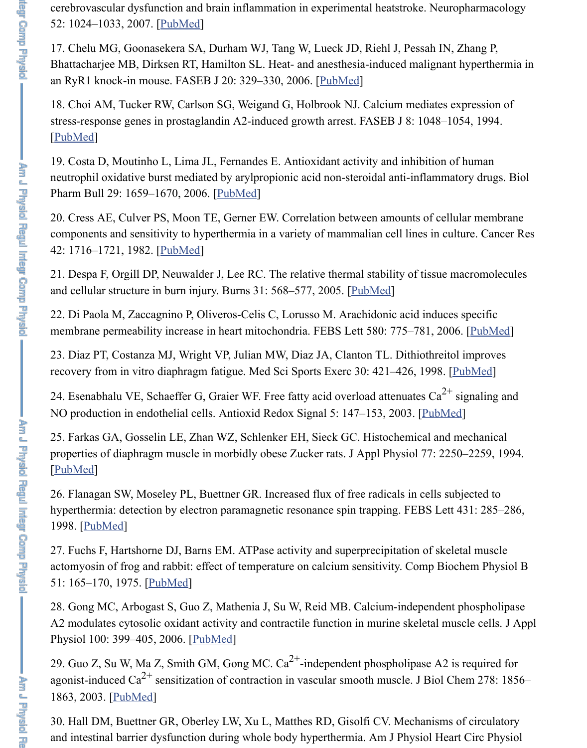cerebrovascular dysfunction and brain inflammation in experimental heatstroke. Neuropharmacology 52: 1024–1033, 2007. [PubMed]

17. Chelu MG, Goonasekera SA, Durham WJ, Tang W, Lueck JD, Riehl J, Pessah IN, Zhang P, Bhattacharjee MB, Dirksen RT, Hamilton SL. Heat- and anesthesia-induced malignant hyperthermia in an RyR1 knock-in mouse. FASEB J 20: 329–330, 2006. [PubMed]

18. Choi AM, Tucker RW, Carlson SG, Weigand G, Holbrook NJ. Calcium mediates expression of stress-response genes in prostaglandin A2-induced growth arrest. FASEB J 8: 1048–1054, 1994. [PubMed]

19. Costa D, Moutinho L, Lima JL, Fernandes E. Antioxidant activity and inhibition of human neutrophil oxidative burst mediated by arylpropionic acid non-steroidal anti-inflammatory drugs. Biol Pharm Bull 29: 1659–1670, 2006. [PubMed]

20. Cress AE, Culver PS, Moon TE, Gerner EW. Correlation between amounts of cellular membrane components and sensitivity to hyperthermia in a variety of mammalian cell lines in culture. Cancer Res 42: 1716–1721, 1982. [PubMed]

21. Despa F, Orgill DP, Neuwalder J, Lee RC. The relative thermal stability of tissue macromolecules and cellular structure in burn injury. Burns 31: 568–577, 2005. [PubMed]

22. Di Paola M, Zaccagnino P, Oliveros-Celis C, Lorusso M. Arachidonic acid induces specific membrane permeability increase in heart mitochondria. FEBS Lett 580: 775–781, 2006. [PubMed]

23. Diaz PT, Costanza MJ, Wright VP, Julian MW, Diaz JA, Clanton TL. Dithiothreitol improves recovery from in vitro diaphragm fatigue. Med Sci Sports Exerc 30: 421–426, 1998. [PubMed]

24. Esenabhalu VE, Schaeffer G, Graier WF. Free fatty acid overload attenuates $Ca^{2+}$ signaling and NO production in endothelial cells. Antioxid Redox Signal 5: 147–153, 2003. [PubMed]

25. Farkas GA, Gosselin LE, Zhan WZ, Schlenker EH, Sieck GC. Histochemical and mechanical properties of diaphragm muscle in morbidly obese Zucker rats. J Appl Physiol 77: 2250–2259, 1994. [PubMed]

26. Flanagan SW, Moseley PL, Buettner GR. Increased flux of free radicals in cells subjected to hyperthermia: detection by electron paramagnetic resonance spin trapping. FEBS Lett 431: 285–286, 1998. [PubMed]

27. Fuchs F, Hartshorne DJ, Barns EM. ATPase activity and superprecipitation of skeletal muscle actomyosin of frog and rabbit: effect of temperature on calcium sensitivity. Comp Biochem Physiol B 51: 165–170, 1975. [PubMed]

28. Gong MC, Arbogast S, Guo Z, Mathenia J, Su W, Reid MB. Calcium-independent phospholipase A2 modulates cytosolic oxidant activity and contractile function in murine skeletal muscle cells. J Appl Physiol 100: 399–405, 2006. [PubMed]

29. Guo Z, Su W, Ma Z, Smith GM, Gong MC. $Ca^{2+}$-independent phospholipase A2 is required for agonist-induced $Ca^{2+}$ sensitization of contraction in vascular smooth muscle. J Biol Chem 278: 1856–1863, 2003. [PubMed]

30. Hall DM, Buettner GR, Oberley LW, Xu L, Matthes RD, Gisolfi CV. Mechanisms of circulatory and intestinal barrier dysfunction during whole body hyperthermia. Am J Physiol Heart Circ Physiol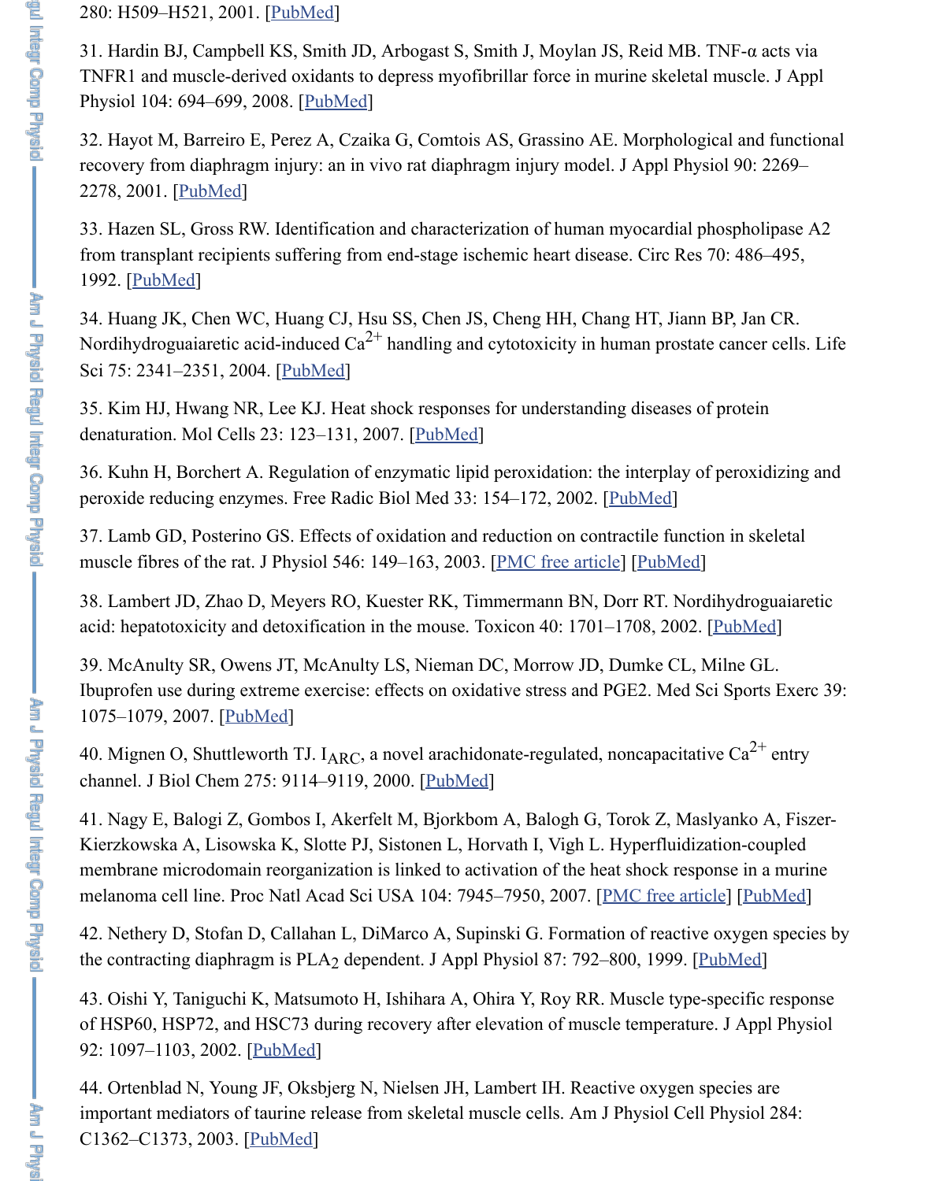280: H509–H521, 2001. [PubMed]

31. Hardin BJ, Campbell KS, Smith JD, Arbogast S, Smith J, Moylan JS, Reid MB. TNF-α acts via TNFR1 and muscle-derived oxidants to depress myofibrillar force in murine skeletal muscle. J Appl Physiol 104: 694–699, 2008. [PubMed]

32. Hayot M, Barreiro E, Perez A, Czaika G, Comtois AS, Grassino AE. Morphological and functional recovery from diaphragm injury: an in vivo rat diaphragm injury model. J Appl Physiol 90: 2269–2278, 2001. [PubMed]

33. Hazen SL, Gross RW. Identification and characterization of human myocardial phospholipase A2 from transplant recipients suffering from end-stage ischemic heart disease. Circ Res 70: 486–495, 1992. [PubMed]

34. Huang JK, Chen WC, Huang CJ, Hsu SS, Chen JS, Cheng HH, Chang HT, Jiann BP, Jan CR. Nordihydroguaiaretic acid-induced $Ca^{2+}$ handling and cytotoxicity in human prostate cancer cells. Life Sci 75: 2341–2351, 2004. [PubMed]

35. Kim HJ, Hwang NR, Lee KJ. Heat shock responses for understanding diseases of protein denaturation. Mol Cells 23: 123–131, 2007. [PubMed]

36. Kuhn H, Borchert A. Regulation of enzymatic lipid peroxidation: the interplay of peroxidizing and peroxide reducing enzymes. Free Radic Biol Med 33: 154–172, 2002. [PubMed]

37. Lamb GD, Posterino GS. Effects of oxidation and reduction on contractile function in skeletal muscle fibres of the rat. J Physiol 546: 149–163, 2003. [PMC free article] [PubMed]

38. Lambert JD, Zhao D, Meyers RO, Kuester RK, Timmermann BN, Dorr RT. Nordihydroguaiaretic acid: hepatotoxicity and detoxification in the mouse. Toxicon 40: 1701–1708, 2002. [PubMed]

39. McAnulty SR, Owens JT, McAnulty LS, Nieman DC, Morrow JD, Dumke CL, Milne GL. Ibuprofen use during extreme exercise: effects on oxidative stress and PGE2. Med Sci Sports Exerc 39: 1075–1079, 2007. [PubMed]

40. Mignen O, Shuttleworth TJ. $I_{ARC}$, a novel arachidonate-regulated, noncapacitative $Ca^{2+}$ entry channel. J Biol Chem 275: 9114–9119, 2000. [PubMed]

41. Nagy E, Balogi Z, Gombos I, Akerfelt M, Bjorkbom A, Balogh G, Torok Z, Maslyanko A, Fiszer-Kierzkowska A, Lisowska K, Slotte PJ, Sistonen L, Horvath I, Vigh L. Hyperfluidization-coupled membrane microdomain reorganization is linked to activation of the heat shock response in a murine melanoma cell line. Proc Natl Acad Sci USA 104: 7945–7950, 2007. [PMC free article] [PubMed]

42. Nethery D, Stofan D, Callahan L, DiMarco A, Supinski G. Formation of reactive oxygen species by the contracting diaphragm is $PLA_2$ dependent. J Appl Physiol 87: 792–800, 1999. [PubMed]

43. Oishi Y, Taniguchi K, Matsumoto H, Ishihara A, Ohira Y, Roy RR. Muscle type-specific response of HSP60, HSP72, and HSC73 during recovery after elevation of muscle temperature. J Appl Physiol 92: 1097–1103, 2002. [PubMed]

44. Ortenblad N, Young JF, Oksbjerg N, Nielsen JH, Lambert IH. Reactive oxygen species are important mediators of taurine release from skeletal muscle cells. Am J Physiol Cell Physiol 284: C1362–C1373, 2003. [PubMed]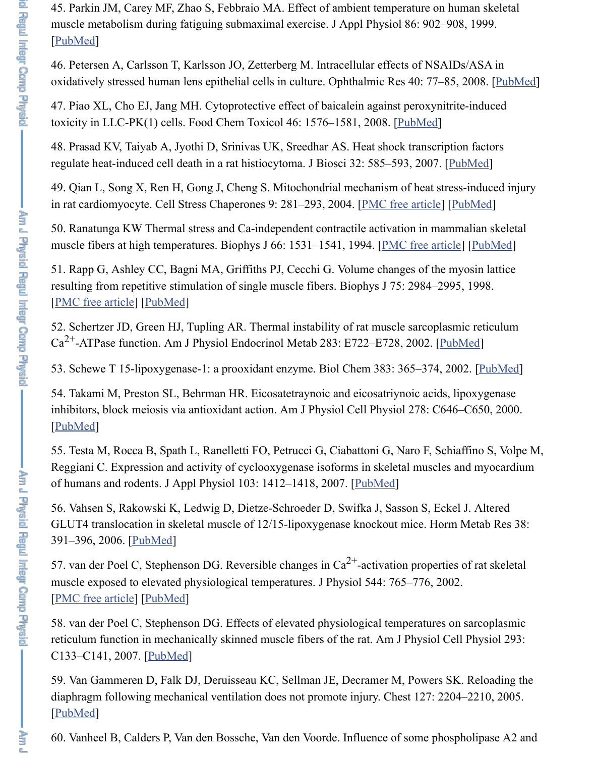45. Parkin JM, Carey MF, Zhao S, Febbraio MA. Effect of ambient temperature on human skeletal muscle metabolism during fatiguing submaximal exercise. J Appl Physiol 86: 902–908, 1999. [PubMed]

46. Petersen A, Carlsson T, Karlsson JO, Zetterberg M. Intracellular effects of NSAIDs/ASA in oxidatively stressed human lens epithelial cells in culture. Ophthalmic Res 40: 77–85, 2008. [PubMed]

47. Piao XL, Cho EJ, Jang MH. Cytoprotective effect of baicalein against peroxynitrite-induced toxicity in LLC-PK(1) cells. Food Chem Toxicol 46: 1576–1581, 2008. [PubMed]

48. Prasad KV, Taiyab A, Jyothi D, Srinivas UK, Sreedhar AS. Heat shock transcription factors regulate heat-induced cell death in a rat histiocytoma. J Biosci 32: 585–593, 2007. [PubMed]

49. Qian L, Song X, Ren H, Gong J, Cheng S. Mitochondrial mechanism of heat stress-induced injury in rat cardiomyocyte. Cell Stress Chaperones 9: 281–293, 2004. [PMC free article] [PubMed]

50. Ranatunga KW Thermal stress and Ca-independent contractile activation in mammalian skeletal muscle fibers at high temperatures. Biophys J 66: 1531–1541, 1994. [PMC free article] [PubMed]

51. Rapp G, Ashley CC, Bagni MA, Griffiths PJ, Cecchi G. Volume changes of the myosin lattice resulting from repetitive stimulation of single muscle fibers. Biophys J 75: 2984–2995, 1998. [PMC free article] [PubMed]

52. Schertzer JD, Green HJ, Tupling AR. Thermal instability of rat muscle sarcoplasmic reticulum $Ca^{2+}$-ATPase function. Am J Physiol Endocrinol Metab 283: E722–E728, 2002. [PubMed]

53. Schewe T 15-lipoxygenase-1: a prooxidant enzyme. Biol Chem 383: 365–374, 2002. [PubMed]

54. Takami M, Preston SL, Behrman HR. Eicosatetraynoic and eicosatriynoic acids, lipoxygenase inhibitors, block meiosis via antioxidant action. Am J Physiol Cell Physiol 278: C646–C650, 2000. [PubMed]

55. Testa M, Rocca B, Spath L, Ranelletti FO, Petrucci G, Ciabattoni G, Naro F, Schiaffino S, Volpe M, Reggiani C. Expression and activity of cyclooxygenase isoforms in skeletal muscles and myocardium of humans and rodents. J Appl Physiol 103: 1412–1418, 2007. [PubMed]

56. Vahsen S, Rakowski K, Ledwig D, Dietze-Schroeder D, Swifka J, Sasson S, Eckel J. Altered GLUT4 translocation in skeletal muscle of 12/15-lipoxygenase knockout mice. Horm Metab Res 38: 391–396, 2006. [PubMed]

57. van der Poel C, Stephenson DG. Reversible changes in $Ca^{2+}$-activation properties of rat skeletal muscle exposed to elevated physiological temperatures. J Physiol 544: 765–776, 2002. [PMC free article] [PubMed]

58. van der Poel C, Stephenson DG. Effects of elevated physiological temperatures on sarcoplasmic reticulum function in mechanically skinned muscle fibers of the rat. Am J Physiol Cell Physiol 293: C133–C141, 2007. [PubMed]

59. Van Gammeren D, Falk DJ, Deruisseau KC, Sellman JE, Decramer M, Powers SK. Reloading the diaphragm following mechanical ventilation does not promote injury. Chest 127: 2204–2210, 2005. [PubMed]

60. Vanheel B, Calders P, Van den Bossche, Van den Voorde. Influence of some phospholipase A2 and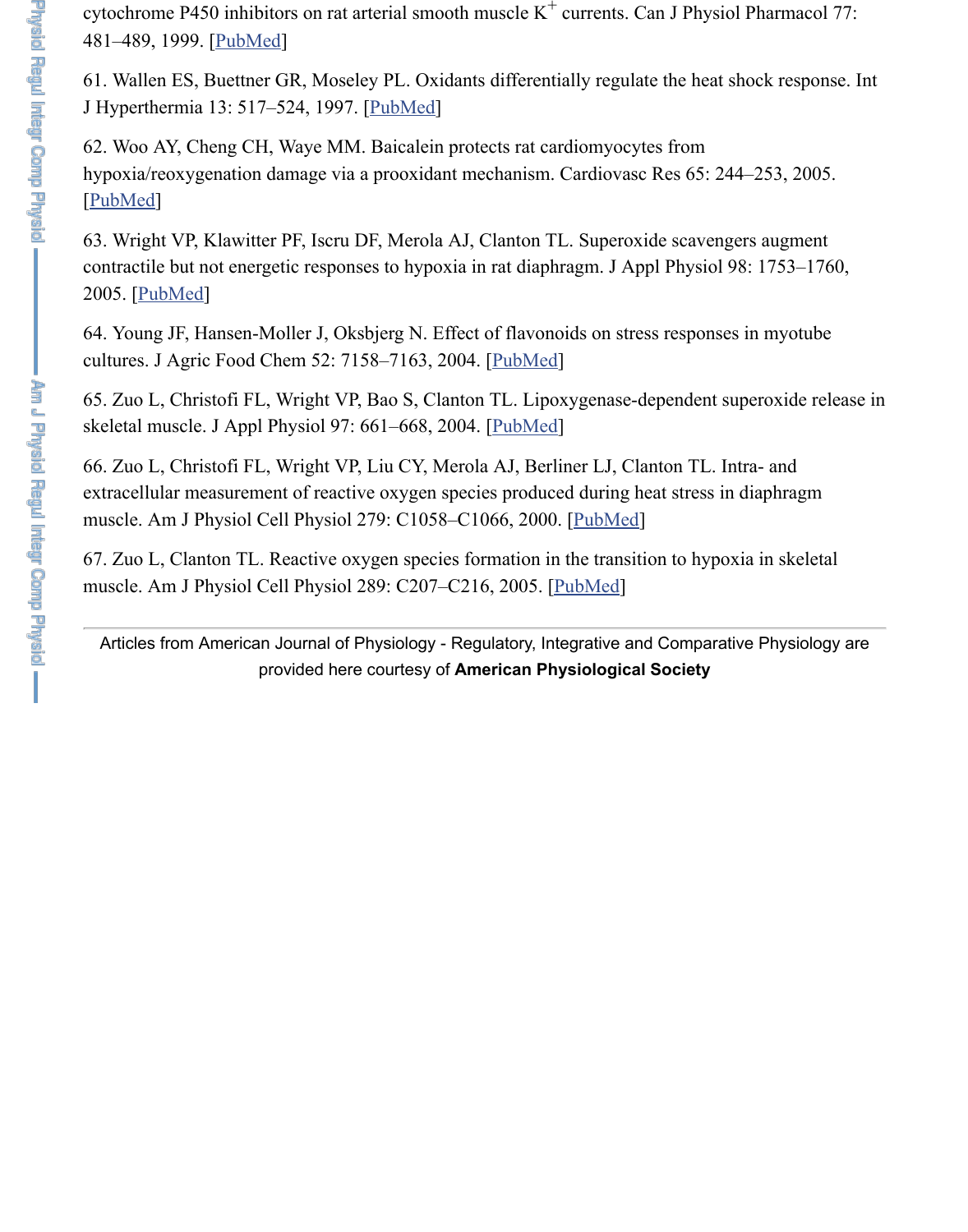cytochrome P450 inhibitors on rat arterial smooth muscle $K^+$ currents. Can J Physiol Pharmacol 77: 481–489, 1999. [PubMed]

61. Wallen ES, Buettner GR, Moseley PL. Oxidants differentially regulate the heat shock response. Int J Hyperthermia 13: 517–524, 1997. [PubMed]

62. Woo AY, Cheng CH, Waye MM. Baicalein protects rat cardiomyocytes from hypoxia/reoxygenation damage via a prooxidant mechanism. Cardiovasc Res 65: 244–253, 2005. [PubMed]

63. Wright VP, Klawitter PF, Iscru DF, Merola AJ, Clanton TL. Superoxide scavengers augment contractile but not energetic responses to hypoxia in rat diaphragm. J Appl Physiol 98: 1753–1760, 2005. [PubMed]

64. Young JF, Hansen-Moller J, Oksbjerg N. Effect of flavonoids on stress responses in myotube cultures. J Agric Food Chem 52: 7158–7163, 2004. [PubMed]

65. Zuo L, Christofi FL, Wright VP, Bao S, Clanton TL. Lipoxygenase-dependent superoxide release in skeletal muscle. J Appl Physiol 97: 661–668, 2004. [PubMed]

66. Zuo L, Christofi FL, Wright VP, Liu CY, Merola AJ, Berliner LJ, Clanton TL. Intra- and extracellular measurement of reactive oxygen species produced during heat stress in diaphragm muscle. Am J Physiol Cell Physiol 279: C1058–C1066, 2000. [PubMed]

67. Zuo L, Clanton TL. Reactive oxygen species formation in the transition to hypoxia in skeletal muscle. Am J Physiol Cell Physiol 289: C207–C216, 2005. [PubMed]

---

Articles from American Journal of Physiology - Regulatory, Integrative and Comparative Physiology are provided here courtesy of **American Physiological Society**